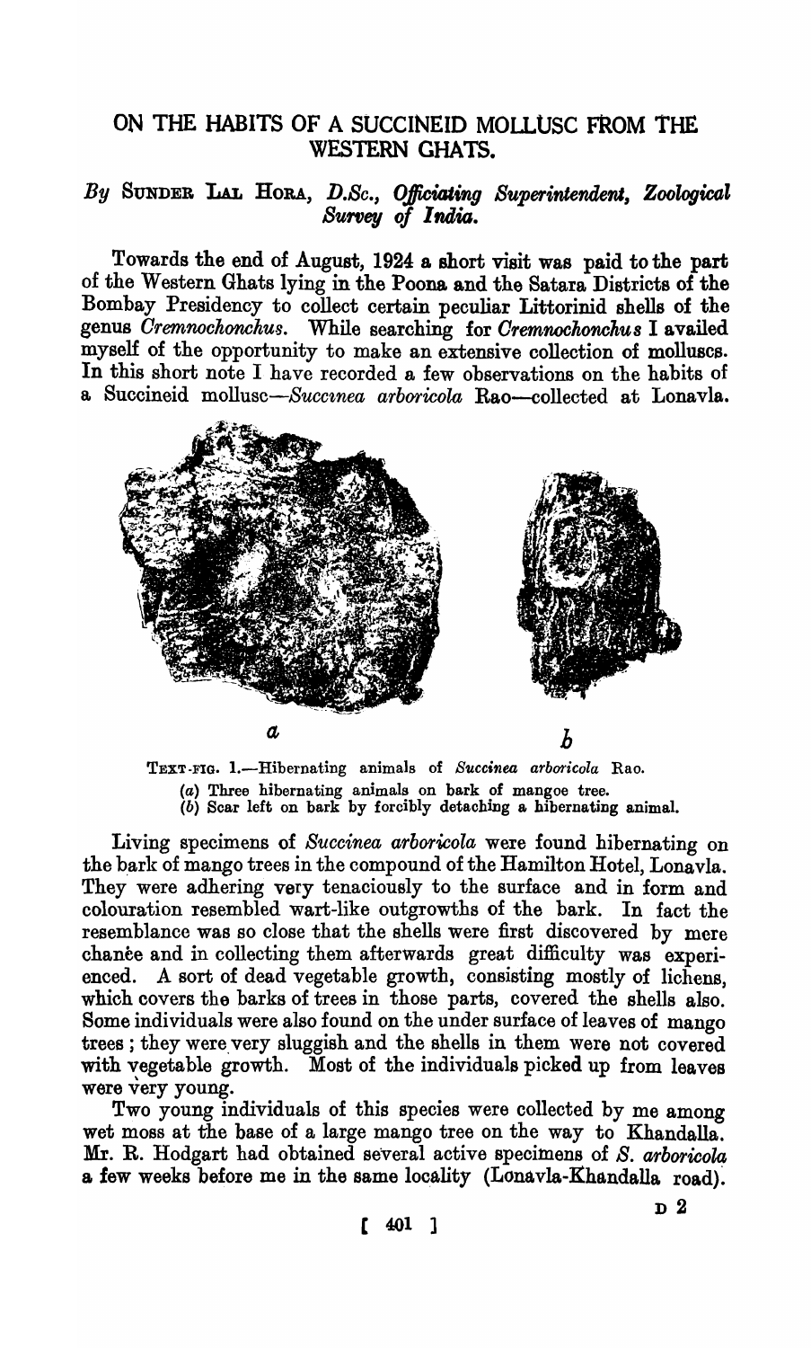# ON THE HABITS OF A SUCCINEID MOLLUSC FROM THE WESTERN GHATS.

*By* SUNDER LAL HORA, *D.Sc., Officiating Superintendent, Zoological Survey of India.*

Towards the end of August, 1924 a short visit was paid to the part of the Western Ghats lying in the Poona and the Satara Districts of the Bombay Presidency to collect certain peculiar Littorinid shells of the genus *Cremnochonchus*. While searching for *Cremnochonchus* I availed myself of the opportunity to make an extensive collection of molluscs. In this short note I have recorded a few observations on the habits of a Succineid mollusc—*Succinea arboricola* Rao—collected at Lonavla.

TEXT-FIG. 1.—Hibernating animals of *Succinea arboricola* Rao.
(*a*) Three hibernating animals on bark of mangoe tree.
(*b*) Scar left on bark by forcibly detaching a hibernating animal.

Living specimens of *Succinea arboricola* were found hibernating on the bark of mango trees in the compound of the Hamilton Hotel, Lonavla. They were adhering very tenaciously to the surface and in form and colouration resembled wart-like outgrowths of the bark. In fact the resemblance was so close that the shells were first discovered by mere chance and in collecting them afterwards great difficulty was experienced. A sort of dead vegetable growth, consisting mostly of lichens, which covers the barks of trees in those parts, covered the shells also. Some individuals were also found on the under surface of leaves of mango trees; they were very sluggish and the shells in them were not covered with vegetable growth. Most of the individuals picked up from leaves were very young.

Two young individuals of this species were collected by me among wet moss at the base of a large mango tree on the way to Khandalla. Mr. R. Hodgart had obtained several active specimens of *S. arboricola* a few weeks before me in the same locality (Lonavla-Khandalla road).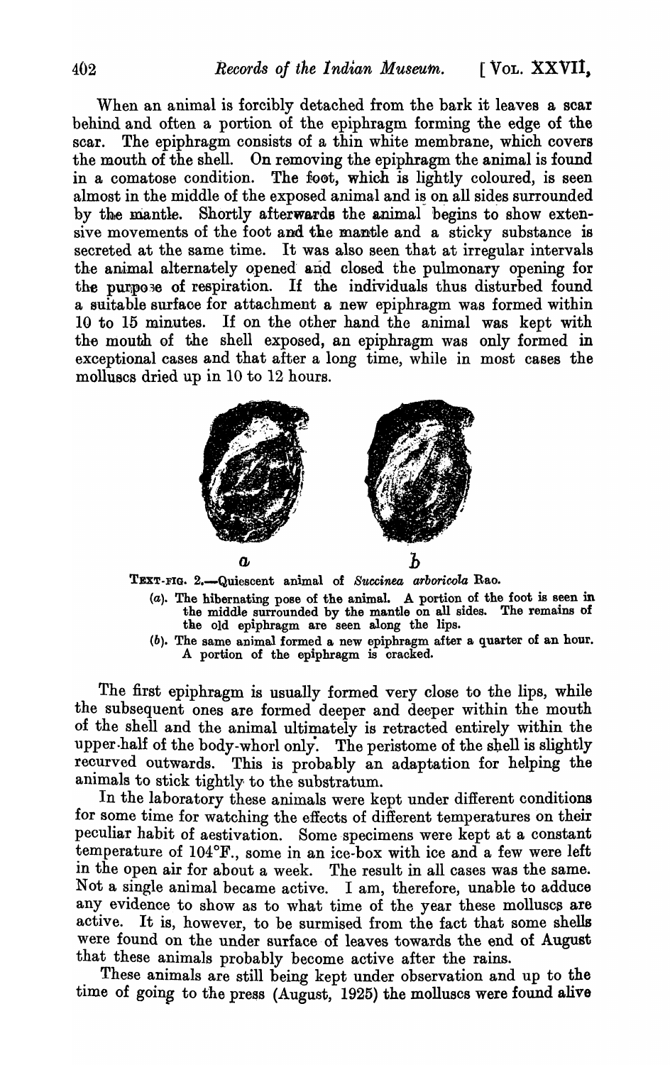When an animal is forcibly detached from the bark it leaves a scar behind and often a portion of the epiphragm forming the edge of the scar. The epiphragm consists of a thin white membrane, which covers the mouth of the shell. On removing the epiphragm the animal is found in a comatose condition. The foot, which is lightly coloured, is seen almost in the middle of the exposed animal and is on all sides surrounded by the mantle. Shortly afterwards the animal begins to show extensive movements of the foot and the mantle and a sticky substance is secreted at the same time. It was also seen that at irregular intervals the animal alternately opened and closed the pulmonary opening for the purpose of respiration. If the individuals thus disturbed found a suitable surface for attachment a new epiphragm was formed within 10 to 15 minutes. If on the other hand the animal was kept with the mouth of the shell exposed, an epiphragm was only formed in exceptional cases and that after a long time, while in most cases the molluscs dried up in 10 to 12 hours.

TEXT-FIG. 2.—Quiescent animal of *Succinea arboricola* Rao.

(*a*). The hibernating pose of the animal. A portion of the foot is seen in the middle surrounded by the mantle on all sides. The remains of the old epiphragm are seen along the lips.

(*b*). The same animal formed a new epiphragm after a quarter of an hour. A portion of the epiphragm is cracked.

The first epiphragm is usually formed very close to the lips, while the subsequent ones are formed deeper and deeper within the mouth of the shell and the animal ultimately is retracted entirely within the upper half of the body-whorl only. The peristome of the shell is slightly recurved outwards. This is probably an adaptation for helping the animals to stick tightly to the substratum.

In the laboratory these animals were kept under different conditions for some time for watching the effects of different temperatures on their peculiar habit of aestivation. Some specimens were kept at a constant temperature of 104°F., some in an ice-box with ice and a few were left in the open air for about a week. The result in all cases was the same. Not a single animal became active. I am, therefore, unable to adduce any evidence to show as to what time of the year these molluscs are active. It is, however, to be surmised from the fact that some shells were found on the under surface of leaves towards the end of August that these animals probably become active after the rains.

These animals are still being kept under observation and up to the time of going to the press (August, 1925) the molluscs were found alive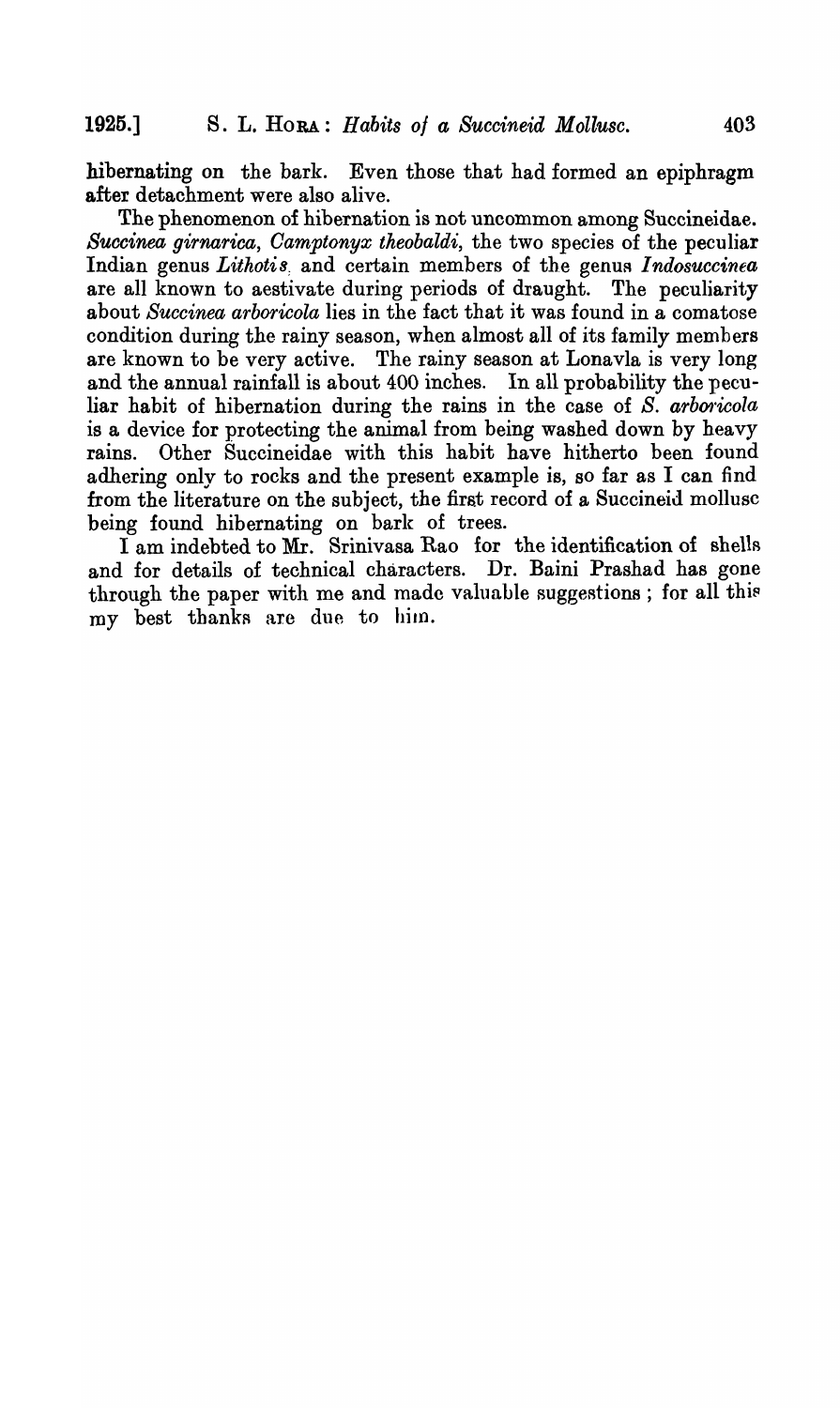hibernating on the bark. Even those that had formed an epiphragm after detachment were also alive.

The phenomenon of hibernation is not uncommon among Succineidae. *Succinea girnarica*, *Camptonyx theobaldi*, the two species of the peculiar Indian genus *Lithotis* and certain members of the genus *Indosuccinea* are all known to aestivate during periods of draught. The peculiarity about *Succinea arboricola* lies in the fact that it was found in a comatose condition during the rainy season, when almost all of its family members are known to be very active. The rainy season at Lonavla is very long and the annual rainfall is about 400 inches. In all probability the peculiar habit of hibernation during the rains in the case of *S. arboricola* is a device for protecting the animal from being washed down by heavy rains. Other Succineidae with this habit have hitherto been found adhering only to rocks and the present example is, so far as I can find from the literature on the subject, the first record of a Succineid mollusc being found hibernating on bark of trees.

I am indebted to Mr. Srinivasa Rao for the identification of shells and for details of technical characters. Dr. Baini Prashad has gone through the paper with me and made valuable suggestions; for all this my best thanks are due to him.